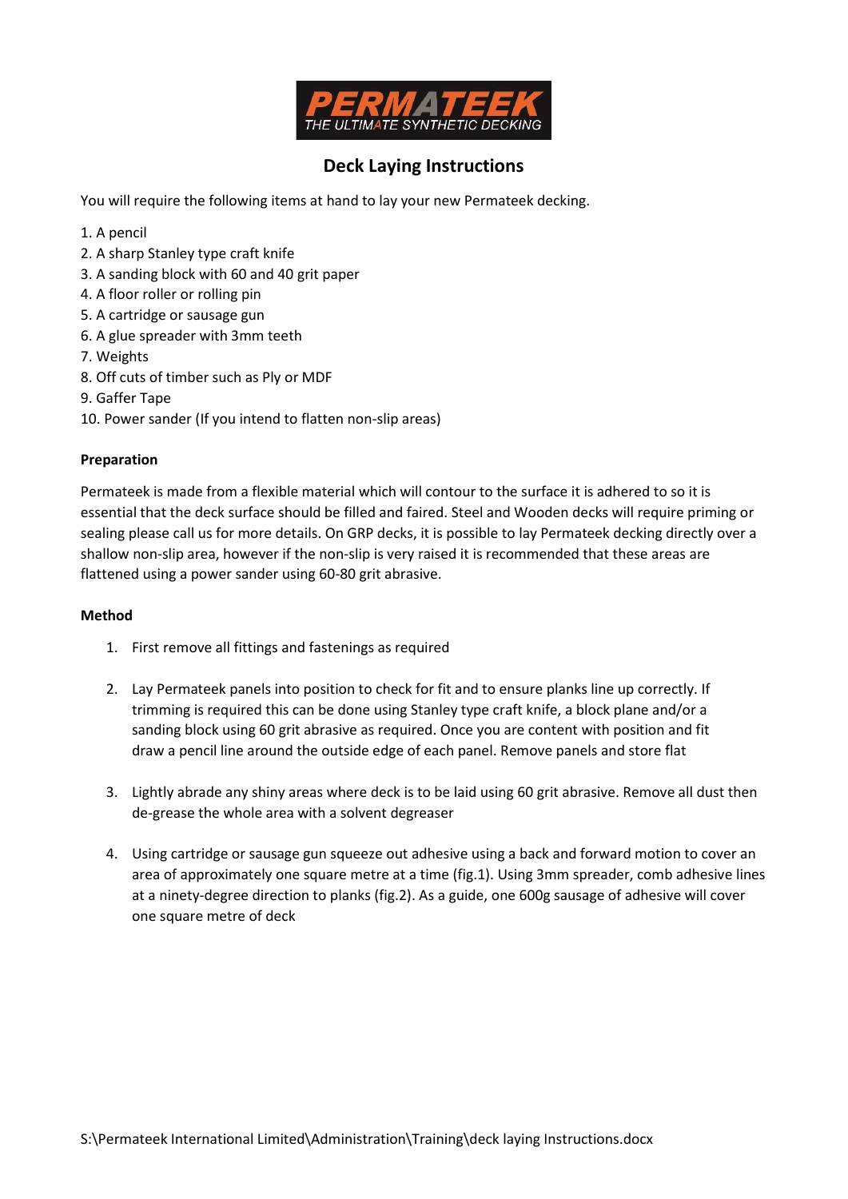PERMATEEK

THE ULTIMATE SYNTHETIC DECKING

# Deck Laying Instructions

You will require the following items at hand to lay your new Permateek decking.

1. A pencil
2. A sharp Stanley type craft knife
3. A sanding block with 60 and 40 grit paper
4. A floor roller or rolling pin
5. A cartridge or sausage gun
6. A glue spreader with 3mm teeth
7. Weights
8. Off cuts of timber such as Ply or MDF
9. Gaffer Tape
10. Power sander (If you intend to flatten non-slip areas)

**Preparation**

Permateek is made from a flexible material which will contour to the surface it is adhered to so it is essential that the deck surface should be filled and faired. Steel and Wooden decks will require priming or sealing please call us for more details. On GRP decks, it is possible to lay Permateek decking directly over a shallow non-slip area, however if the non-slip is very raised it is recommended that these areas are flattened using a power sander using 60-80 grit abrasive.

**Method**

1. First remove all fittings and fastenings as required

2. Lay Permateek panels into position to check for fit and to ensure planks line up correctly. If trimming is required this can be done using Stanley type craft knife, a block plane and/or a sanding block using 60 grit abrasive as required. Once you are content with position and fit draw a pencil line around the outside edge of each panel. Remove panels and store flat

3. Lightly abrade any shiny areas where deck is to be laid using 60 grit abrasive. Remove all dust then de-grease the whole area with a solvent degreaser

4. Using cartridge or sausage gun squeeze out adhesive using a back and forward motion to cover an area of approximately one square metre at a time (fig.1). Using 3mm spreader, comb adhesive lines at a ninety-degree direction to planks (fig.2). As a guide, one 600g sausage of adhesive will cover one square metre of deck

S:\Permateek International Limited\Administration\Training\deck laying Instructions.docx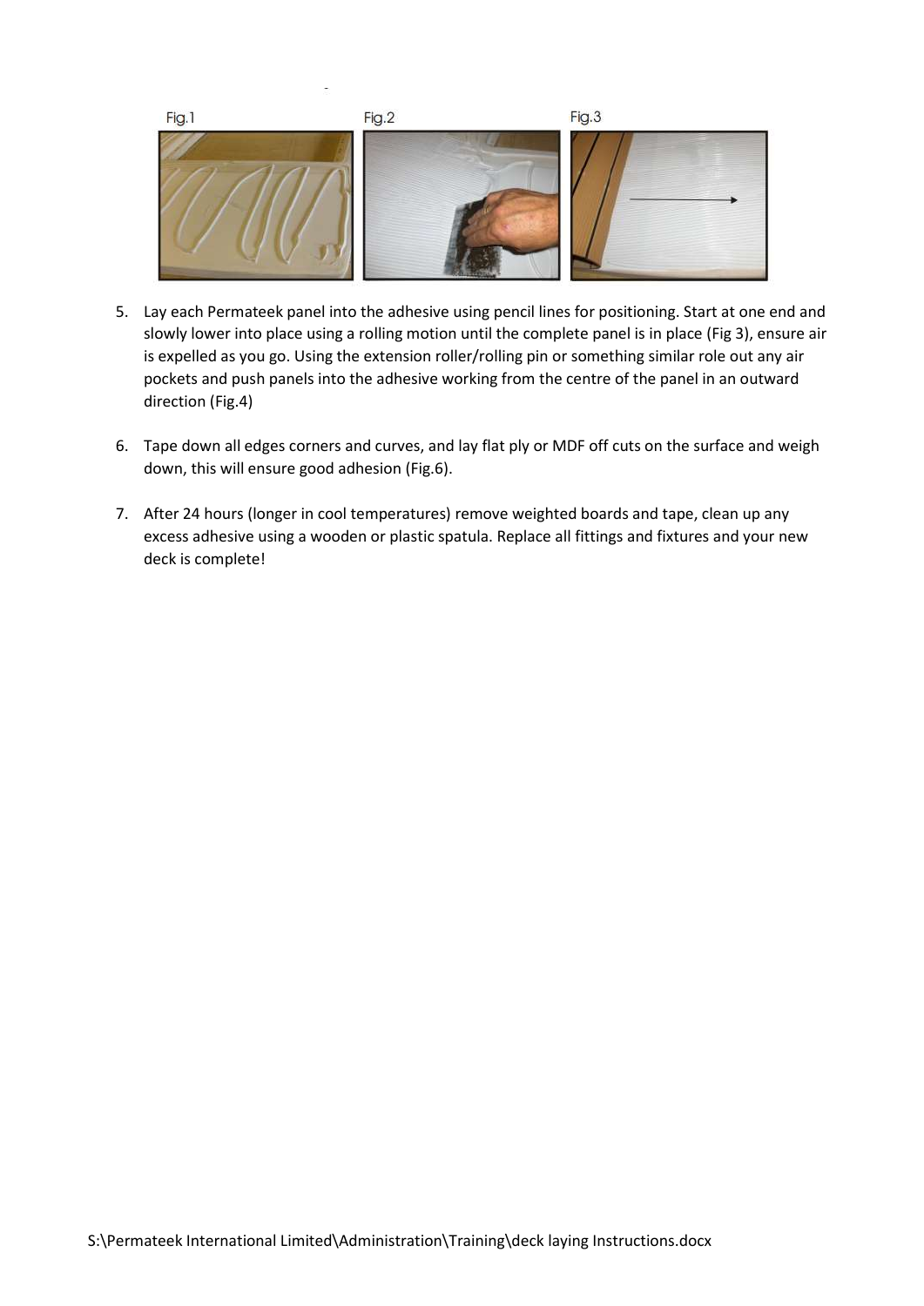Fig.1 Fig.2 Fig.3

5. Lay each Permateek panel into the adhesive using pencil lines for positioning. Start at one end and slowly lower into place using a rolling motion until the complete panel is in place (Fig 3), ensure air is expelled as you go. Using the extension roller/rolling pin or something similar role out any air pockets and push panels into the adhesive working from the centre of the panel in an outward direction (Fig.4)

6. Tape down all edges corners and curves, and lay flat ply or MDF off cuts on the surface and weigh down, this will ensure good adhesion (Fig.6).

7. After 24 hours (longer in cool temperatures) remove weighted boards and tape, clean up any excess adhesive using a wooden or plastic spatula. Replace all fittings and fixtures and your new deck is complete!

S:\Permateek International Limited\Administration\Training\deck laying Instructions.docx